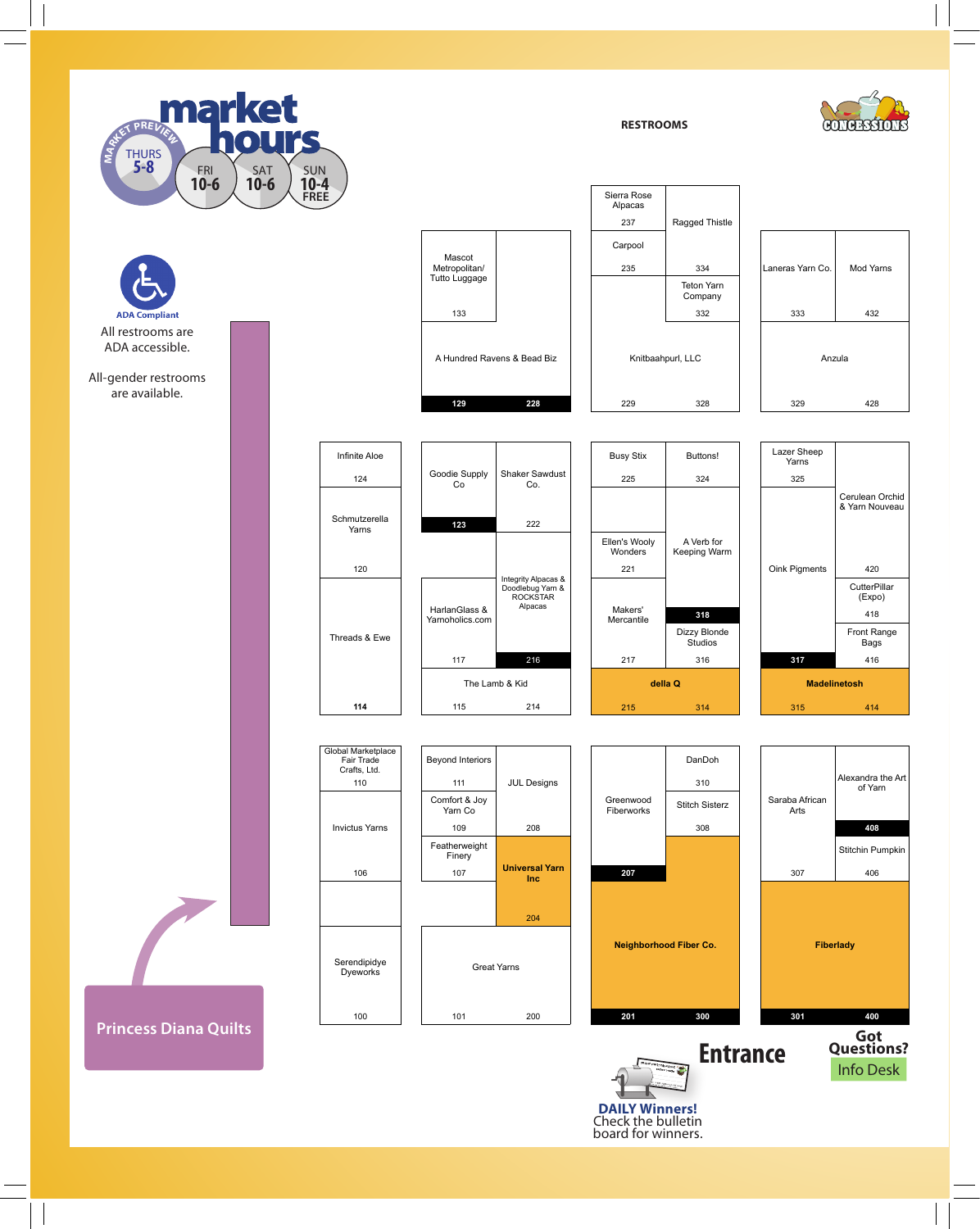# market hours

MARKET PREVIEW
THURS 5-8
FRI 10-6
SAT 10-6
SUN 10-4 FREE

ADA Compliant

All restrooms are ADA accessible.

All-gender restrooms are available.

RESTROOMS

CONCESSIONS

| Booth | Vendor |
|---|---|
| 237 | Sierra Rose Alpacas |
| 334 | Ragged Thistle |
| 235 | Carpool |
| 332 | Teton Yarn Company |
| 133 | Mascot Metropolitan/ Tutto Luggage |
| 129 / 228 | A Hundred Ravens & Bead Biz |
| 229 / 328 | Knitbaahpurl, LLC |
| 333 | Laneras Yarn Co. |
| 432 | Mod Yarns |
| 329 / 428 | Anzula |
| 124 | Infinite Aloe |
| 120 | Schmutzerella Yarns |
| 114 | Threads & Ewe |
| 123 | Goodie Supply Co |
| 222 | Shaker Sawdust Co. |
| 117 | HarlanGlass & Yarnoholics.com |
| 216 | Integrity Alpacas & Doodlebug Yarn & ROCKSTAR Alpacas |
| 115 / 214 | The Lamb & Kid |
| 225 | Busy Stix |
| 324 | Buttons! |
| 221 | Ellen's Wooly Wonders |
| 318 | A Verb for Keeping Warm |
| 217 | Makers' Mercantile |
| 316 | Dizzy Blonde Studios |
| 215 / 314 | della Q |
| 325 | Lazer Sheep Yarns |
| 420 | Cerulean Orchid & Yarn Nouveau |
| 317 | Oink Pigments |
| 418 | CutterPillar (Expo) |
| 416 | Front Range Bags |
| 315 / 414 | Madelinetosh |
| 110 | Global Marketplace Fair Trade Crafts, Ltd. |
| 106 | Invictus Yarns |
| 100 | Serendipidye Dyeworks |
| 111 | Beyond Interiors |
| 208 | JUL Designs |
| 109 | Comfort & Joy Yarn Co |
| 107 | Featherweight Finery |
| 204 | Universal Yarn Inc |
| 101 / 200 | Great Yarns |
| 310 | DanDoh |
| 207 | Greenwood Fiberworks |
| 308 | Stitch Sisterz |
| 201 / 300 | Neighborhood Fiber Co. |
| 307 | Saraba African Arts |
| 408 | Alexandra the Art of Yarn |
| 406 | Stitchin Pumpkin |
| 301 / 400 | Fiberlady |

Princess Diana Quilts

Entrance

Got Questions? Info Desk

**DAILY Winners!** Check the bulletin board for winners.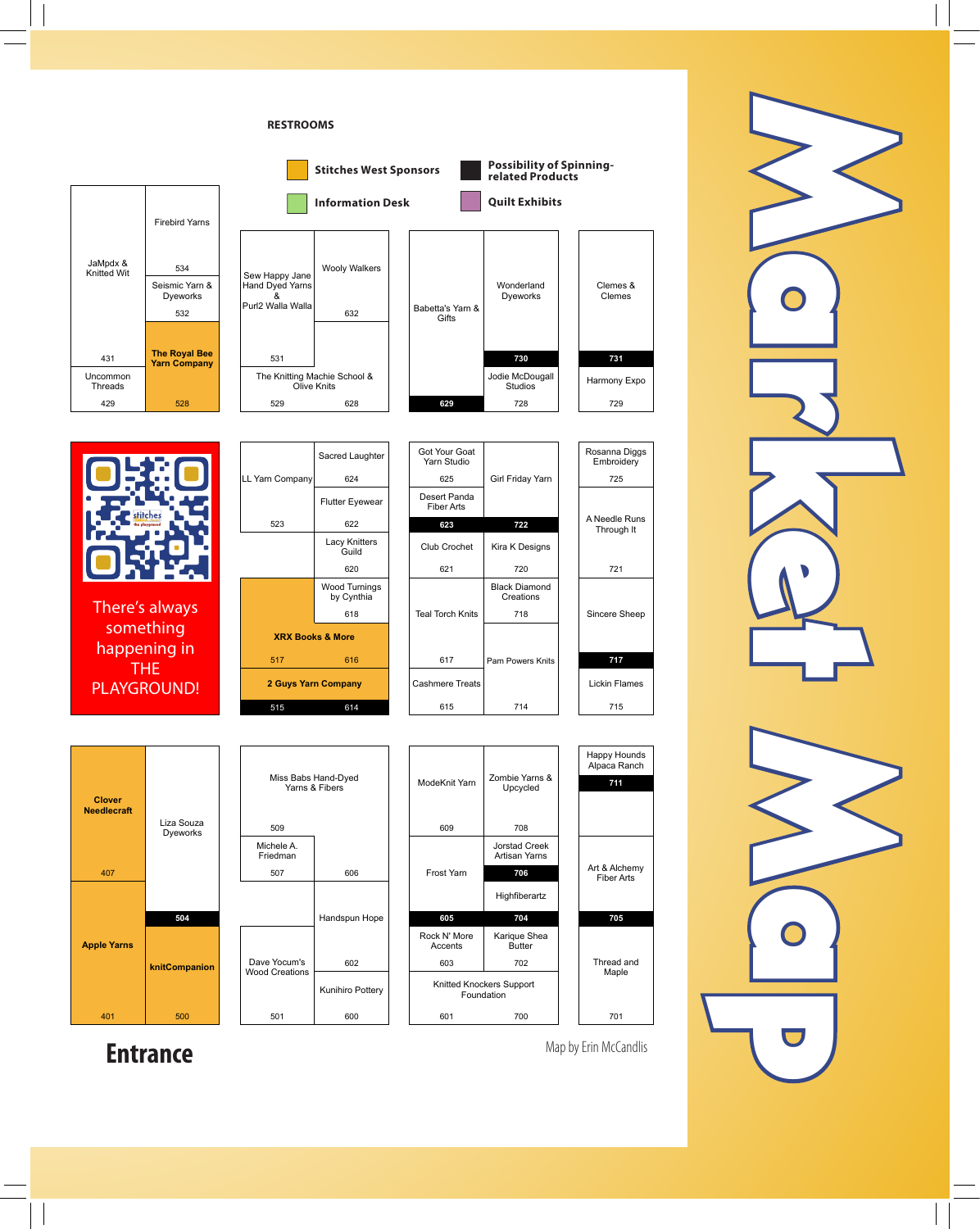# Market Map

RESTROOMS

- Stitches West Sponsors
- Information Desk
- Possibility of Spinning-related Products
- Quilt Exhibits

JaMpdx & Knitted Wit 431

Firebird Yarns 534

Seismic Yarn & Dyeworks 532

**The Royal Bee Yarn Company** 528

Uncommon Threads 429

Sew Happy Jane Hand Dyed Yarns & Purl2 Walla Walla 531

Wooly Walkers 632

The Knitting Machie School & Olive Knits 529 628

Babetta's Yarn & Gifts 629

Wonderland Dyeworks 730

Jodie McDougall Studios 728

Clemes & Clemes 731

Harmony Expo 729

There's always something happening in THE PLAYGROUND!

LL Yarn Company 523

Sacred Laughter 624

Flutter Eyewear 622

Lacy Knitters Guild 620

Wood Turnings by Cynthia 618

**XRX Books & More** 517 616

**2 Guys Yarn Company** 515 614

Got Your Goat Yarn Studio 625

Desert Panda Fiber Arts 623

Girl Friday Yarn 722

Club Crochet 621

Kira K Designs 720

Teal Torch Knits 617

Black Diamond Creations 718

Pam Powers Knits 714

Cashmere Treats 615

Rosanna Diggs Embroidery 725

A Needle Runs Through It 721

Sincere Sheep 717

Lickin Flames 715

**Clover Needlecraft** 407

Liza Souza Dyeworks 504

**Apple Yarns** 401

**knitCompanion** 500

Miss Babs Hand-Dyed Yarns & Fibers 509

Michele A. Friedman 507

606

Handspun Hope 602

Dave Yocum's Wood Creations 501

Kunihiro Pottery 600

ModeKnit Yarn 609

Zombie Yarns & Upcycled 708

Frost Yarn 605

Jorstad Creek Artisan Yarns 706

Highfiberartz 704

Rock N' More Accents 603

Karique Shea Butter 702

Knitted Knockers Support Foundation 601 700

Happy Hounds Alpaca Ranch 711

Art & Alchemy Fiber Arts 705

Thread and Maple 701

**Entrance**

Map by Erin McCandlis